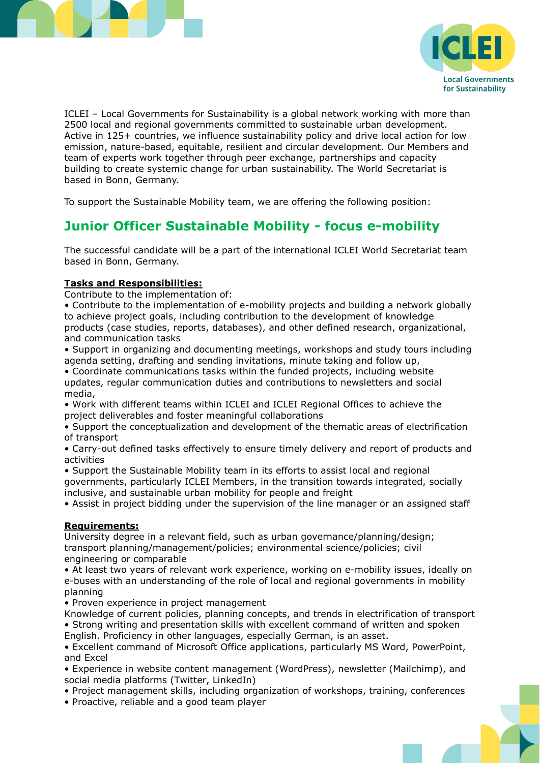ICLEI – Local Governments for Sustainability is a global network working with more than 2500 local and regional governments committed to sustainable urban development. Active in 125+ countries, we influence sustainability policy and drive local action for low emission, nature-based, equitable, resilient and circular development. Our Members and team of experts work together through peer exchange, partnerships and capacity building to create systemic change for urban sustainability. The World Secretariat is based in Bonn, Germany.

To support the Sustainable Mobility team, we are offering the following position:

## Junior Officer Sustainable Mobility - focus e-mobility

The successful candidate will be a part of the international ICLEI World Secretariat team based in Bonn, Germany.

**Tasks and Responsibilities:**

Contribute to the implementation of:

- Contribute to the implementation of e-mobility projects and building a network globally to achieve project goals, including contribution to the development of knowledge products (case studies, reports, databases), and other defined research, organizational, and communication tasks
- Support in organizing and documenting meetings, workshops and study tours including agenda setting, drafting and sending invitations, minute taking and follow up,
- Coordinate communications tasks within the funded projects, including website updates, regular communication duties and contributions to newsletters and social media,
- Work with different teams within ICLEI and ICLEI Regional Offices to achieve the project deliverables and foster meaningful collaborations
- Support the conceptualization and development of the thematic areas of electrification of transport
- Carry-out defined tasks effectively to ensure timely delivery and report of products and activities
- Support the Sustainable Mobility team in its efforts to assist local and regional governments, particularly ICLEI Members, in the transition towards integrated, socially inclusive, and sustainable urban mobility for people and freight
- Assist in project bidding under the supervision of the line manager or an assigned staff

**Requirements:**

University degree in a relevant field, such as urban governance/planning/design; transport planning/management/policies; environmental science/policies; civil engineering or comparable

- At least two years of relevant work experience, working on e-mobility issues, ideally on e-buses with an understanding of the role of local and regional governments in mobility planning
- Proven experience in project management

Knowledge of current policies, planning concepts, and trends in electrification of transport

- Strong writing and presentation skills with excellent command of written and spoken English. Proficiency in other languages, especially German, is an asset.
- Excellent command of Microsoft Office applications, particularly MS Word, PowerPoint, and Excel
- Experience in website content management (WordPress), newsletter (Mailchimp), and social media platforms (Twitter, LinkedIn)
- Project management skills, including organization of workshops, training, conferences
- Proactive, reliable and a good team player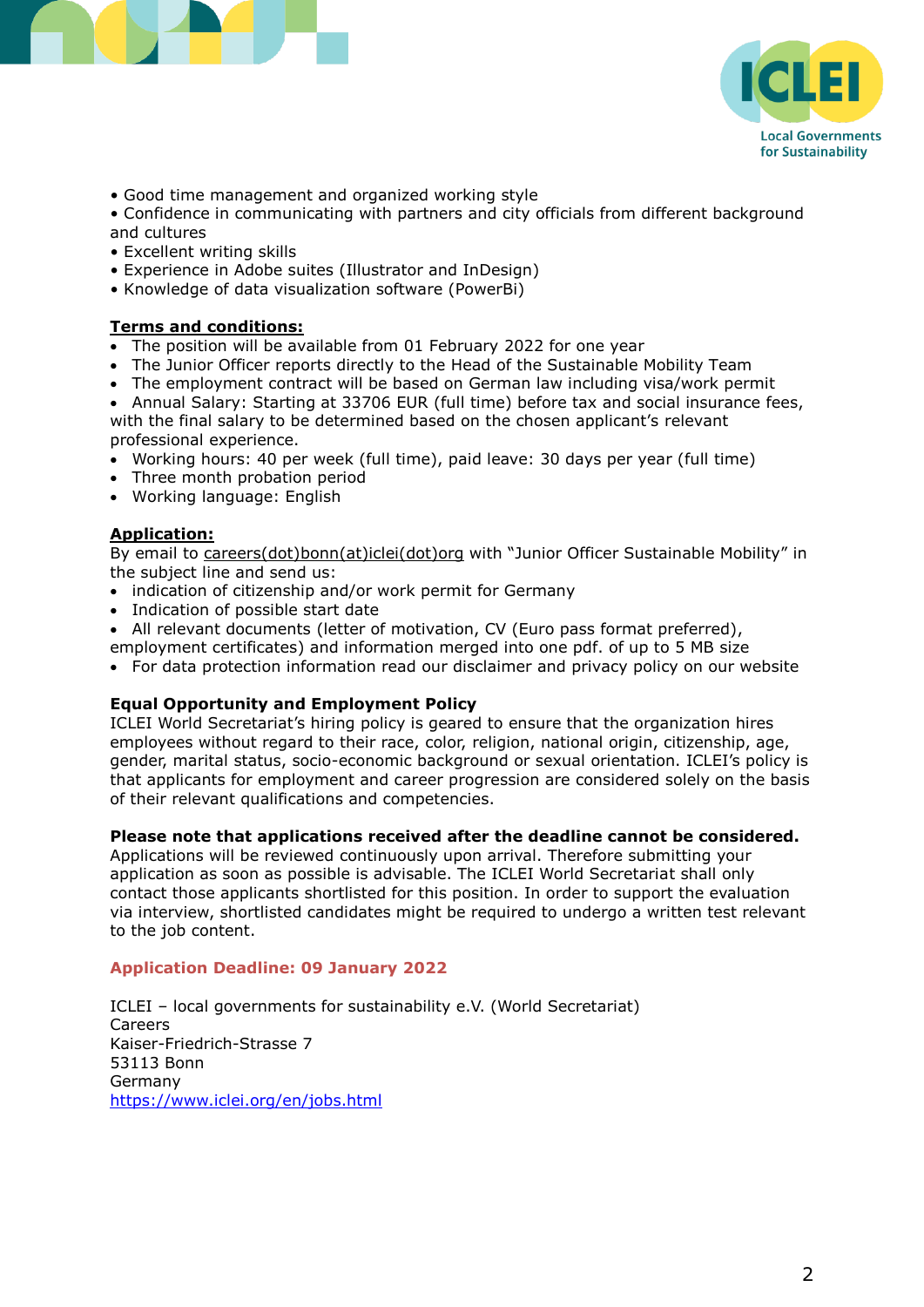- Good time management and organized working style
- Confidence in communicating with partners and city officials from different background and cultures
- Excellent writing skills
- Experience in Adobe suites (Illustrator and InDesign)
- Knowledge of data visualization software (PowerBi)

**Terms and conditions:**

- The position will be available from 01 February 2022 for one year
- The Junior Officer reports directly to the Head of the Sustainable Mobility Team
- The employment contract will be based on German law including visa/work permit
- Annual Salary: Starting at 33706 EUR (full time) before tax and social insurance fees, with the final salary to be determined based on the chosen applicant's relevant professional experience.
- Working hours: 40 per week (full time), paid leave: 30 days per year (full time)
- Three month probation period
- Working language: English

**Application:**

By email to careers(dot)bonn(at)iclei(dot)org with "Junior Officer Sustainable Mobility" in the subject line and send us:

- indication of citizenship and/or work permit for Germany
- Indication of possible start date
- All relevant documents (letter of motivation, CV (Euro pass format preferred), employment certificates) and information merged into one pdf. of up to 5 MB size
- For data protection information read our disclaimer and privacy policy on our website

**Equal Opportunity and Employment Policy**

ICLEI World Secretariat's hiring policy is geared to ensure that the organization hires employees without regard to their race, color, religion, national origin, citizenship, age, gender, marital status, socio-economic background or sexual orientation. ICLEI's policy is that applicants for employment and career progression are considered solely on the basis of their relevant qualifications and competencies.

**Please note that applications received after the deadline cannot be considered.** Applications will be reviewed continuously upon arrival. Therefore submitting your application as soon as possible is advisable. The ICLEI World Secretariat shall only contact those applicants shortlisted for this position. In order to support the evaluation via interview, shortlisted candidates might be required to undergo a written test relevant to the job content.

**Application Deadline: 09 January 2022**

ICLEI – local governments for sustainability e.V. (World Secretariat)
Careers
Kaiser-Friedrich-Strasse 7
53113 Bonn
Germany
https://www.iclei.org/en/jobs.html